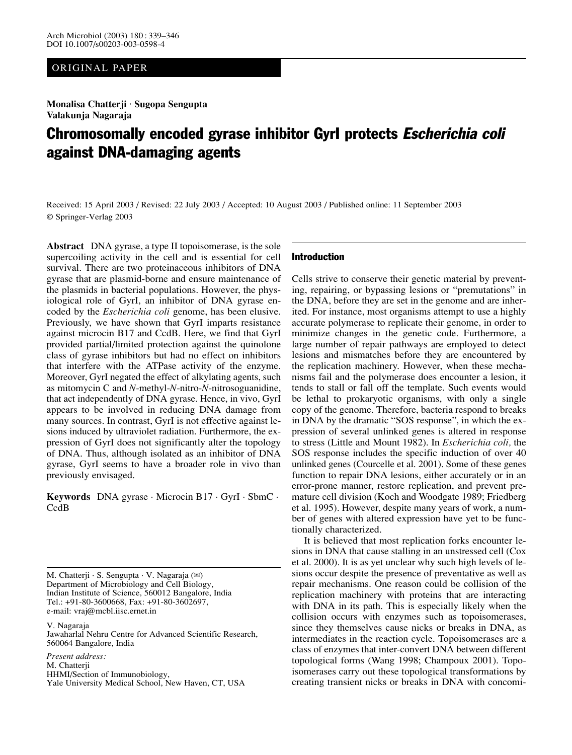ORIGINAL PAPER

**Monalisa Chatterji · Sugopa Sengupta**
**Valakunja Nagaraja**

# Chromosomally encoded gyrase inhibitor GyrI protects *Escherichia coli* against DNA-damaging agents

Received: 15 April 2003 / Revised: 22 July 2003 / Accepted: 10 August 2003 / Published online: 11 September 2003
© Springer-Verlag 2003

**Abstract** DNA gyrase, a type II topoisomerase, is the sole supercoiling activity in the cell and is essential for cell survival. There are two proteinaceous inhibitors of DNA gyrase that are plasmid-borne and ensure maintenance of the plasmids in bacterial populations. However, the physiological role of GyrI, an inhibitor of DNA gyrase encoded by the *Escherichia coli* genome, has been elusive. Previously, we have shown that GyrI imparts resistance against microcin B17 and CcdB. Here, we find that GyrI provided partial/limited protection against the quinolone class of gyrase inhibitors but had no effect on inhibitors that interfere with the ATPase activity of the enzyme. Moreover, GyrI negated the effect of alkylating agents, such as mitomycin C and *N*-methyl-*N*-nitro-*N*-nitrosoguanidine, that act independently of DNA gyrase. Hence, in vivo, GyrI appears to be involved in reducing DNA damage from many sources. In contrast, GyrI is not effective against lesions induced by ultraviolet radiation. Furthermore, the expression of GyrI does not significantly alter the topology of DNA. Thus, although isolated as an inhibitor of DNA gyrase, GyrI seems to have a broader role in vivo than previously envisaged.

**Keywords** DNA gyrase · Microcin B17 · GyrI · SbmC · CcdB

M. Chatterji · S. Sengupta · V. Nagaraja (✉)
Department of Microbiology and Cell Biology,
Indian Institute of Science, 560012 Bangalore, India
Tel.: +91-80-3600668, Fax: +91-80-3602697,
e-mail: vraj@mcbl.iisc.ernet.in

V. Nagaraja
Jawaharlal Nehru Centre for Advanced Scientific Research,
560064 Bangalore, India

*Present address:*
M. Chatterji
HHMI/Section of Immunobiology,
Yale University Medical School, New Haven, CT, USA

## Introduction

Cells strive to conserve their genetic material by preventing, repairing, or bypassing lesions or "premutations" in the DNA, before they are set in the genome and are inherited. For instance, most organisms attempt to use a highly accurate polymerase to replicate their genome, in order to minimize changes in the genetic code. Furthermore, a large number of repair pathways are employed to detect lesions and mismatches before they are encountered by the replication machinery. However, when these mechanisms fail and the polymerase does encounter a lesion, it tends to stall or fall off the template. Such events would be lethal to prokaryotic organisms, with only a single copy of the genome. Therefore, bacteria respond to breaks in DNA by the dramatic "SOS response", in which the expression of several unlinked genes is altered in response to stress (Little and Mount 1982). In *Escherichia coli,* the SOS response includes the specific induction of over 40 unlinked genes (Courcelle et al. 2001). Some of these genes function to repair DNA lesions, either accurately or in an error-prone manner, restore replication, and prevent premature cell division (Koch and Woodgate 1989; Friedberg et al. 1995). However, despite many years of work, a number of genes with altered expression have yet to be functionally characterized.

It is believed that most replication forks encounter lesions in DNA that cause stalling in an unstressed cell (Cox et al. 2000). It is as yet unclear why such high levels of lesions occur despite the presence of preventative as well as repair mechanisms. One reason could be collision of the replication machinery with proteins that are interacting with DNA in its path. This is especially likely when the collision occurs with enzymes such as topoisomerases, since they themselves cause nicks or breaks in DNA, as intermediates in the reaction cycle. Topoisomerases are a class of enzymes that inter-convert DNA between different topological forms (Wang 1998; Champoux 2001). Topoisomerases carry out these topological transformations by creating transient nicks or breaks in DNA with concomi-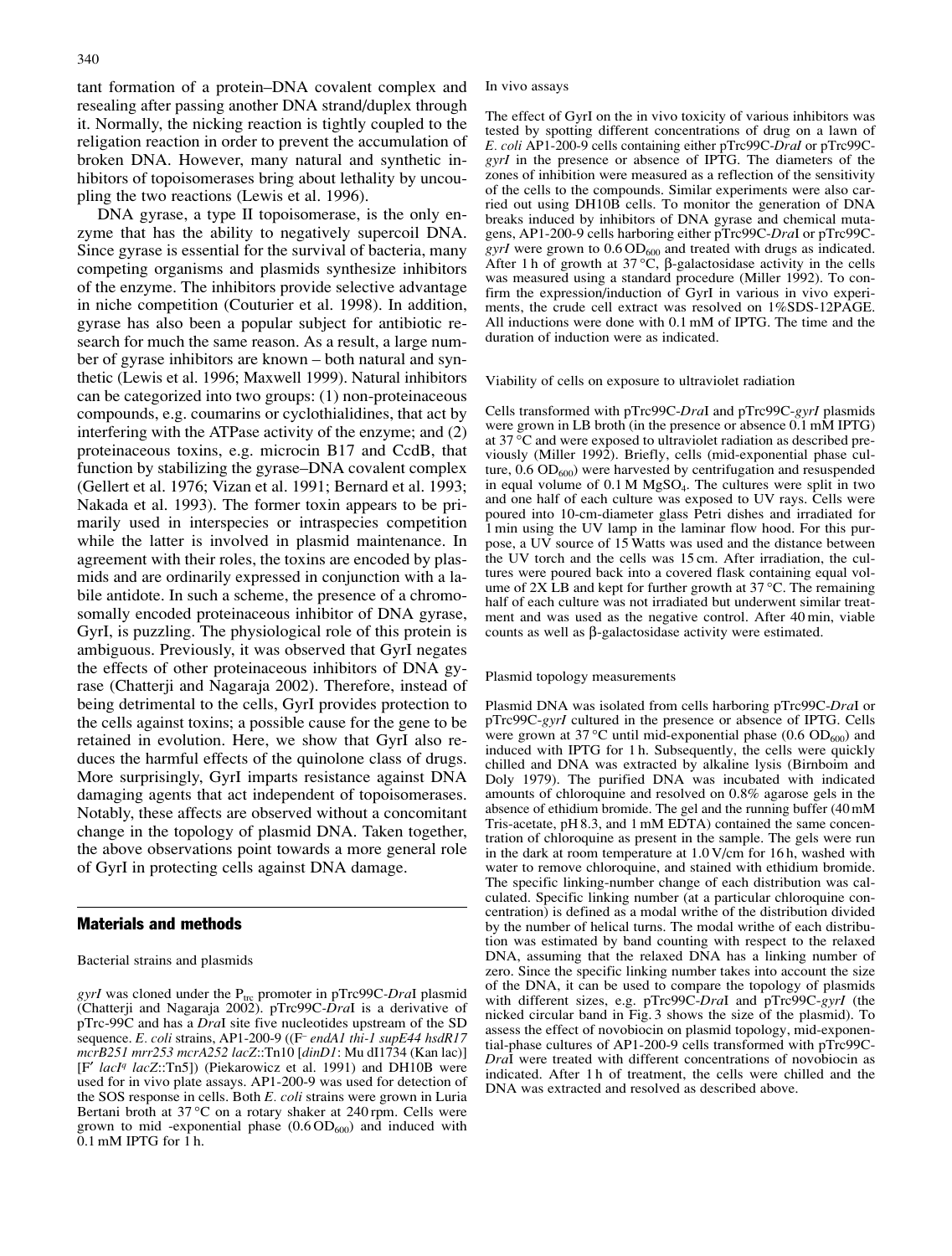tant formation of a protein–DNA covalent complex and resealing after passing another DNA strand/duplex through it. Normally, the nicking reaction is tightly coupled to the religation reaction in order to prevent the accumulation of broken DNA. However, many natural and synthetic inhibitors of topoisomerases bring about lethality by uncoupling the two reactions (Lewis et al. 1996).

DNA gyrase, a type II topoisomerase, is the only enzyme that has the ability to negatively supercoil DNA. Since gyrase is essential for the survival of bacteria, many competing organisms and plasmids synthesize inhibitors of the enzyme. The inhibitors provide selective advantage in niche competition (Couturier et al. 1998). In addition, gyrase has also been a popular subject for antibiotic research for much the same reason. As a result, a large number of gyrase inhibitors are known – both natural and synthetic (Lewis et al. 1996; Maxwell 1999). Natural inhibitors can be categorized into two groups: (1) non-proteinaceous compounds, e.g. coumarins or cyclothialidines, that act by interfering with the ATPase activity of the enzyme; and (2) proteinaceous toxins, e.g. microcin B17 and CcdB, that function by stabilizing the gyrase–DNA covalent complex (Gellert et al. 1976; Vizan et al. 1991; Bernard et al. 1993; Nakada et al. 1993). The former toxin appears to be primarily used in interspecies or intraspecies competition while the latter is involved in plasmid maintenance. In agreement with their roles, the toxins are encoded by plasmids and are ordinarily expressed in conjunction with a labile antidote. In such a scheme, the presence of a chromosomally encoded proteinaceous inhibitor of DNA gyrase, GyrI, is puzzling. The physiological role of this protein is ambiguous. Previously, it was observed that GyrI negates the effects of other proteinaceous inhibitors of DNA gyrase (Chatterji and Nagaraja 2002). Therefore, instead of being detrimental to the cells, GyrI provides protection to the cells against toxins; a possible cause for the gene to be retained in evolution. Here, we show that GyrI also reduces the harmful effects of the quinolone class of drugs. More surprisingly, GyrI imparts resistance against DNA damaging agents that act independent of topoisomerases. Notably, these affects are observed without a concomitant change in the topology of plasmid DNA. Taken together, the above observations point towards a more general role of GyrI in protecting cells against DNA damage.

## Materials and methods

### Bacterial strains and plasmids

*gyrI* was cloned under the $P_{trc}$ promoter in pTrc99C-*Dra*I plasmid (Chatterji and Nagaraja 2002). pTrc99C-*Dra*I is a derivative of pTrc-99C and has a *Dra*I site five nucleotides upstream of the SD sequence. *E. coli* strains, AP1-200-9 (($F^-$ *endA1 thi-1 supE44 hsdR17 mcrB251 mrr253 mcrA252 lacZ*::Tn10 [*dinD1*: Mu dI1734 (Kan lac)] [F′ *lacI*$^q$ *lacZ*::Tn5]) (Piekarowicz et al. 1991) and DH10B were used for in vivo plate assays. AP1-200-9 was used for detection of the SOS response in cells. Both *E. coli* strains were grown in Luria Bertani broth at 37 °C on a rotary shaker at 240 rpm. Cells were grown to mid -exponential phase ($0.6\ OD_{600}$) and induced with 0.1 mM IPTG for 1 h.

### In vivo assays

The effect of GyrI on the in vivo toxicity of various inhibitors was tested by spotting different concentrations of drug on a lawn of *E. coli* AP1-200-9 cells containing either pTrc99C-*DraI* or pTrc99C-*gyrI* in the presence or absence of IPTG. The diameters of the zones of inhibition were measured as a reflection of the sensitivity of the cells to the compounds. Similar experiments were also carried out using DH10B cells. To monitor the generation of DNA breaks induced by inhibitors of DNA gyrase and chemical mutagens, AP1-200-9 cells harboring either pTrc99C-*Dra*I or pTrc99C-*gyrI* were grown to $0.6\ OD_{600}$ and treated with drugs as indicated. After 1 h of growth at 37 °C, β-galactosidase activity in the cells was measured using a standard procedure (Miller 1992). To confirm the expression/induction of GyrI in various in vivo experiments, the crude cell extract was resolved on 1%SDS-12PAGE. All inductions were done with 0.1 mM of IPTG. The time and the duration of induction were as indicated.

### Viability of cells on exposure to ultraviolet radiation

Cells transformed with pTrc99C-*Dra*I and pTrc99C-*gyrI* plasmids were grown in LB broth (in the presence or absence 0.1 mM IPTG) at 37 °C and were exposed to ultraviolet radiation as described previously (Miller 1992). Briefly, cells (mid-exponential phase culture, $0.6\ OD_{600}$) were harvested by centrifugation and resuspended in equal volume of 0.1 M $MgSO_4$. The cultures were split in two and one half of each culture was exposed to UV rays. Cells were poured into 10-cm-diameter glass Petri dishes and irradiated for 1 min using the UV lamp in the laminar flow hood. For this purpose, a UV source of 15 Watts was used and the distance between the UV torch and the cells was 15 cm. After irradiation, the cultures were poured back into a covered flask containing equal volume of 2X LB and kept for further growth at 37 °C. The remaining half of each culture was not irradiated but underwent similar treatment and was used as the negative control. After 40 min, viable counts as well as β-galactosidase activity were estimated.

### Plasmid topology measurements

Plasmid DNA was isolated from cells harboring pTrc99C-*Dra*I or pTrc99C-*gyrI* cultured in the presence or absence of IPTG. Cells were grown at 37 °C until mid-exponential phase ($0.6\ OD_{600}$) and induced with IPTG for 1 h. Subsequently, the cells were quickly chilled and DNA was extracted by alkaline lysis (Birnboim and Doly 1979). The purified DNA was incubated with indicated amounts of chloroquine and resolved on 0.8% agarose gels in the absence of ethidium bromide. The gel and the running buffer (40 mM Tris-acetate, pH 8.3, and 1 mM EDTA) contained the same concentration of chloroquine as present in the sample. The gels were run in the dark at room temperature at 1.0 V/cm for 16 h, washed with water to remove chloroquine, and stained with ethidium bromide. The specific linking-number change of each distribution was calculated. Specific linking number (at a particular chloroquine concentration) is defined as a modal writhe of the distribution divided by the number of helical turns. The modal writhe of each distribution was estimated by band counting with respect to the relaxed DNA, assuming that the relaxed DNA has a linking number of zero. Since the specific linking number takes into account the size of the DNA, it can be used to compare the topology of plasmids with different sizes, e.g. pTrc99C-*Dra*I and pTrc99C-*gyrI* (the nicked circular band in Fig. 3 shows the size of the plasmid). To assess the effect of novobiocin on plasmid topology, mid-exponential-phase cultures of AP1-200-9 cells transformed with pTrc99C-*Dra*I were treated with different concentrations of novobiocin as indicated. After 1 h of treatment, the cells were chilled and the DNA was extracted and resolved as described above.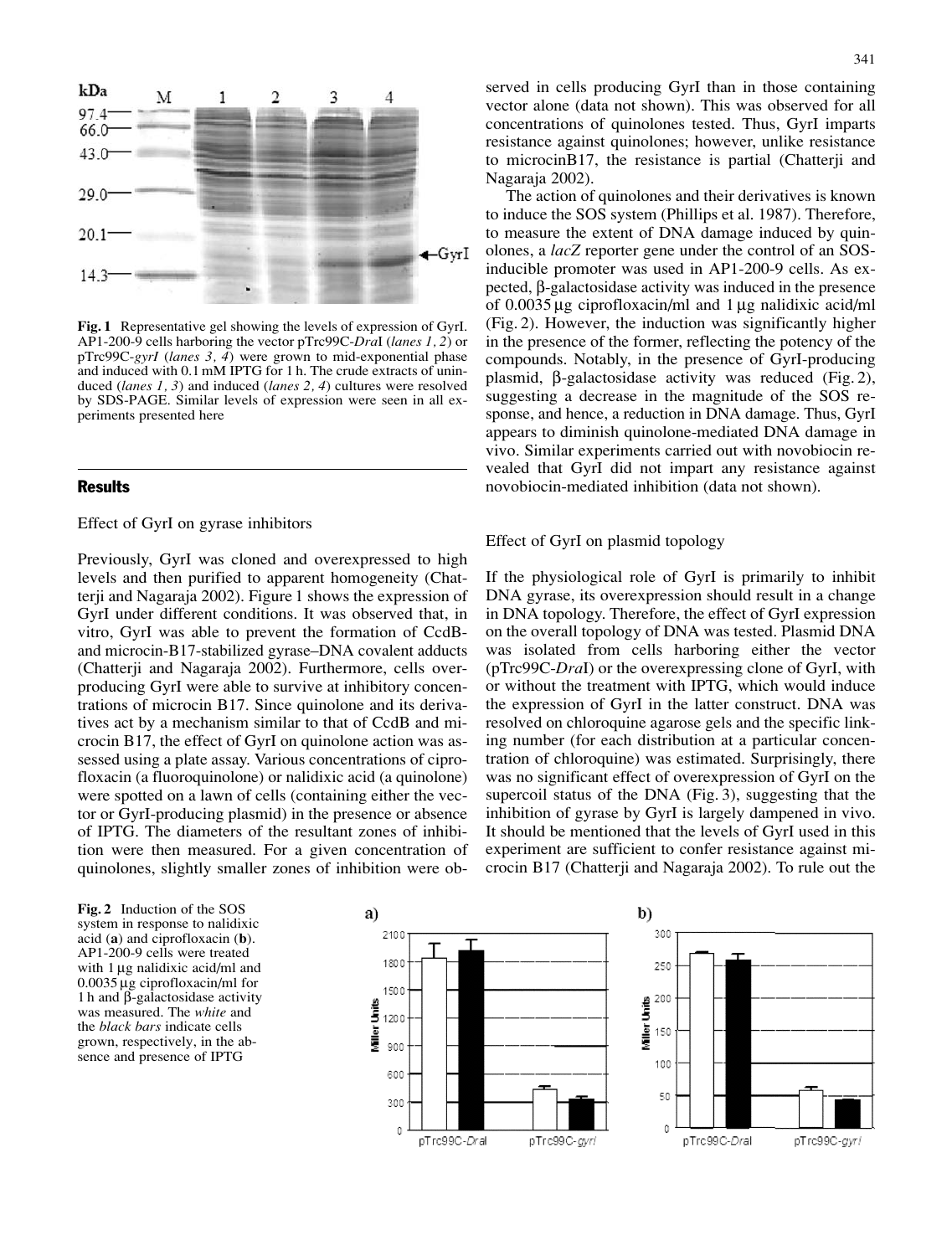Fig. 1 Representative gel showing the levels of expression of GyrI. AP1-200-9 cells harboring the vector pTrc99C-*Dra*I (*lanes 1, 2*) or pTrc99C-*gyrI* (*lanes 3, 4*) were grown to mid-exponential phase and induced with 0.1 mM IPTG for 1 h. The crude extracts of uninduced (*lanes 1, 3*) and induced (*lanes 2, 4*) cultures were resolved by SDS-PAGE. Similar levels of expression were seen in all experiments presented here

## Results

### Effect of GyrI on gyrase inhibitors

Previously, GyrI was cloned and overexpressed to high levels and then purified to apparent homogeneity (Chatterji and Nagaraja 2002). Figure 1 shows the expression of GyrI under different conditions. It was observed that, in vitro, GyrI was able to prevent the formation of CcdB- and microcin-B17-stabilized gyrase–DNA covalent adducts (Chatterji and Nagaraja 2002). Furthermore, cells overproducing GyrI were able to survive at inhibitory concentrations of microcin B17. Since quinolone and its derivatives act by a mechanism similar to that of CcdB and microcin B17, the effect of GyrI on quinolone action was assessed using a plate assay. Various concentrations of ciprofloxacin (a fluoroquinolone) or nalidixic acid (a quinolone) were spotted on a lawn of cells (containing either the vector or GyrI-producing plasmid) in the presence or absence of IPTG. The diameters of the resultant zones of inhibition were then measured. For a given concentration of quinolones, slightly smaller zones of inhibition were observed in cells producing GyrI than in those containing vector alone (data not shown). This was observed for all concentrations of quinolones tested. Thus, GyrI imparts resistance against quinolones; however, unlike resistance to microcinB17, the resistance is partial (Chatterji and Nagaraja 2002).

The action of quinolones and their derivatives is known to induce the SOS system (Phillips et al. 1987). Therefore, to measure the extent of DNA damage induced by quinolones, a *lacZ* reporter gene under the control of an SOS-inducible promoter was used in AP1-200-9 cells. As expected, β-galactosidase activity was induced in the presence of 0.0035 µg ciprofloxacin/ml and 1 µg nalidixic acid/ml (Fig. 2). However, the induction was significantly higher in the presence of the former, reflecting the potency of the compounds. Notably, in the presence of GyrI-producing plasmid, β-galactosidase activity was reduced (Fig. 2), suggesting a decrease in the magnitude of the SOS response, and hence, a reduction in DNA damage. Thus, GyrI appears to diminish quinolone-mediated DNA damage in vivo. Similar experiments carried out with novobiocin revealed that GyrI did not impart any resistance against novobiocin-mediated inhibition (data not shown).

### Effect of GyrI on plasmid topology

If the physiological role of GyrI is primarily to inhibit DNA gyrase, its overexpression should result in a change in DNA topology. Therefore, the effect of GyrI expression on the overall topology of DNA was tested. Plasmid DNA was isolated from cells harboring either the vector (pTrc99C-*Dra*I) or the overexpressing clone of GyrI, with or without the treatment with IPTG, which would induce the expression of GyrI in the latter construct. DNA was resolved on chloroquine agarose gels and the specific linking number (for each distribution at a particular concentration of chloroquine) was estimated. Surprisingly, there was no significant effect of overexpression of GyrI on the supercoil status of the DNA (Fig. 3), suggesting that the inhibition of gyrase by GyrI is largely dampened in vivo. It should be mentioned that the levels of GyrI used in this experiment are sufficient to confer resistance against microcin B17 (Chatterji and Nagaraja 2002). To rule out the

Fig. 2 Induction of the SOS system in response to nalidixic acid (**a**) and ciprofloxacin (**b**). AP1-200-9 cells were treated with 1 µg nalidixic acid/ml and 0.0035 µg ciprofloxacin/ml for 1 h and β-galactosidase activity was measured. The *white* and the *black bars* indicate cells grown, respectively, in the absence and presence of IPTG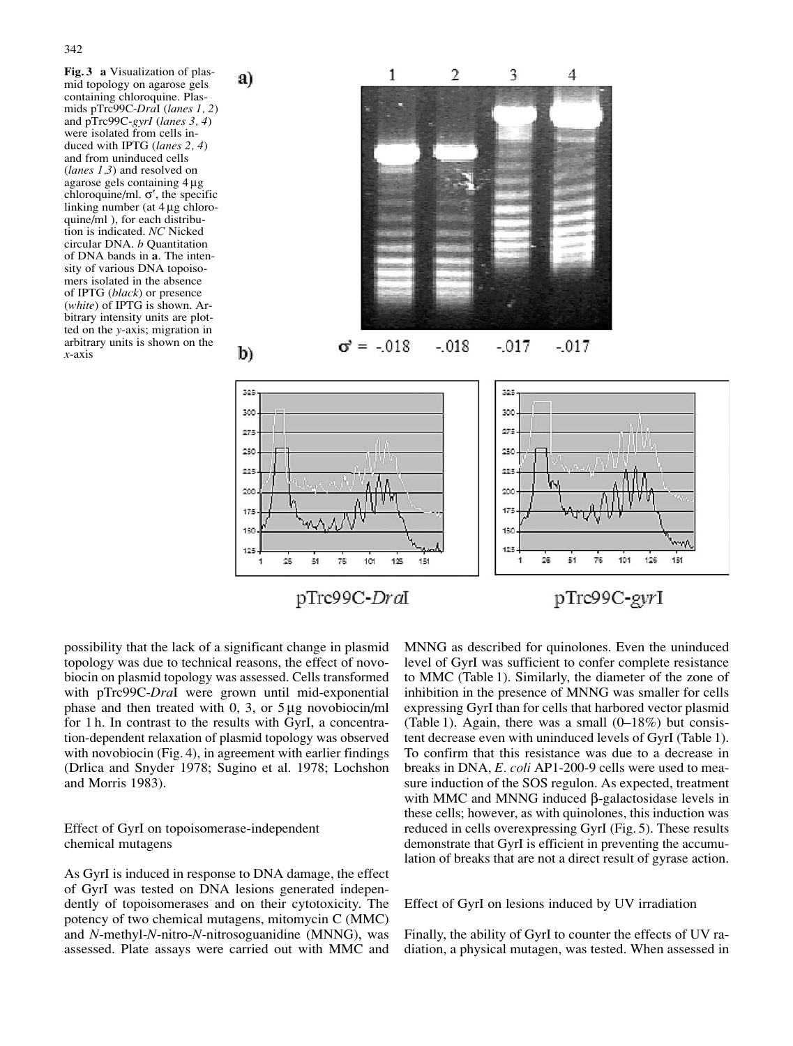**Fig. 3** **a** Visualization of plasmid topology on agarose gels containing chloroquine. Plasmids pTrc99C-*Dra*I (*lanes 1, 2*) and pTrc99C-*gyrI* (*lanes 3, 4*) were isolated from cells induced with IPTG (*lanes 2, 4*) and from uninduced cells (*lanes 1,3*) and resolved on agarose gels containing 4 μg chloroquine/ml. σ′, the specific linking number (at 4 μg chloroquine/ml ), for each distribution is indicated. *NC* Nicked circular DNA. *b* Quantitation of DNA bands in **a**. The intensity of various DNA topoisomers isolated in the absence of IPTG (*black*) or presence (*white*) of IPTG is shown. Arbitrary intensity units are plotted on the *y*-axis; migration in arbitrary units is shown on the *x*-axis

possibility that the lack of a significant change in plasmid topology was due to technical reasons, the effect of novobiocin on plasmid topology was assessed. Cells transformed with pTrc99C-*Dra*I were grown until mid-exponential phase and then treated with 0, 3, or 5 μg novobiocin/ml for 1 h. In contrast to the results with GyrI, a concentration-dependent relaxation of plasmid topology was observed with novobiocin (Fig. 4), in agreement with earlier findings (Drlica and Snyder 1978; Sugino et al. 1978; Lochshon and Morris 1983).

## Effect of GyrI on topoisomerase-independent chemical mutagens

As GyrI is induced in response to DNA damage, the effect of GyrI was tested on DNA lesions generated independently of topoisomerases and on their cytotoxicity. The potency of two chemical mutagens, mitomycin C (MMC) and *N*-methyl-*N*-nitro-*N*-nitrosoguanidine (MNNG), was assessed. Plate assays were carried out with MMC and MNNG as described for quinolones. Even the uninduced level of GyrI was sufficient to confer complete resistance to MMC (Table 1). Similarly, the diameter of the zone of inhibition in the presence of MNNG was smaller for cells expressing GyrI than for cells that harbored vector plasmid (Table 1). Again, there was a small (0–18%) but consistent decrease even with uninduced levels of GyrI (Table 1). To confirm that this resistance was due to a decrease in breaks in DNA, *E. coli* AP1-200-9 cells were used to measure induction of the SOS regulon. As expected, treatment with MMC and MNNG induced β-galactosidase levels in these cells; however, as with quinolones, this induction was reduced in cells overexpressing GyrI (Fig. 5). These results demonstrate that GyrI is efficient in preventing the accumulation of breaks that are not a direct result of gyrase action.

## Effect of GyrI on lesions induced by UV irradiation

Finally, the ability of GyrI to counter the effects of UV radiation, a physical mutagen, was tested. When assessed in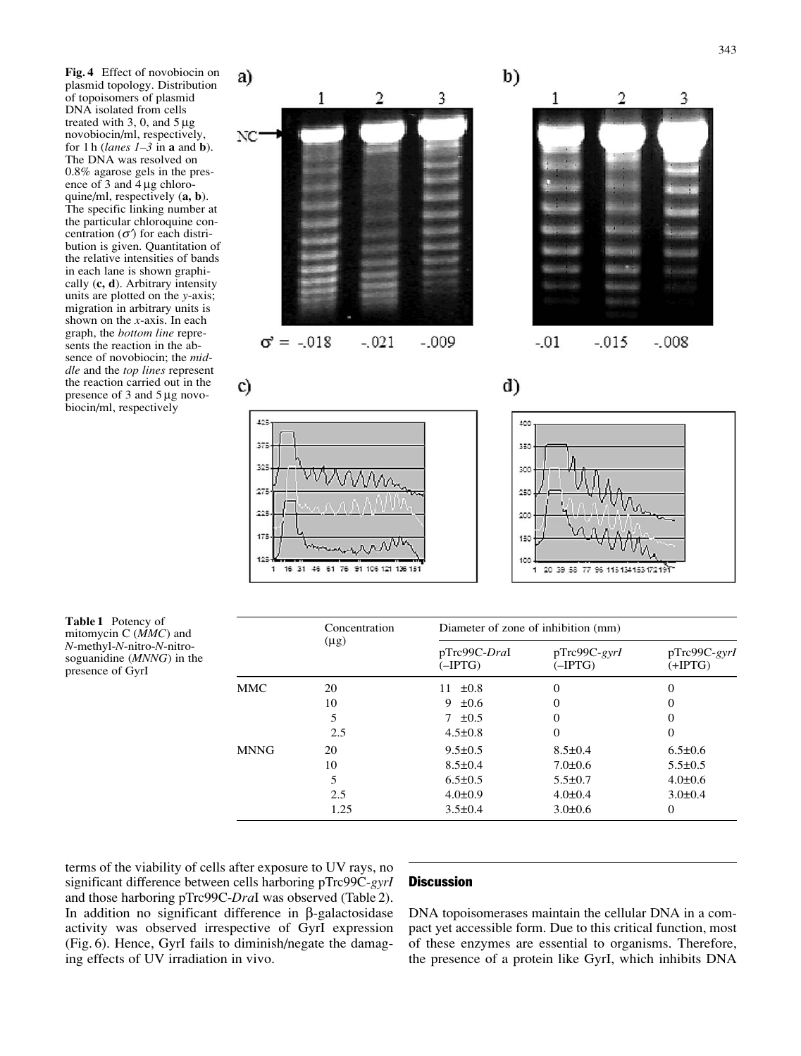**Fig. 4** Effect of novobiocin on plasmid topology. Distribution of topoisomers of plasmid DNA isolated from cells treated with 3, 0, and 5 µg novobiocin/ml, respectively, for 1 h (*lanes 1–3* in **a** and **b**). The DNA was resolved on 0.8% agarose gels in the presence of 3 and 4 µg chloroquine/ml, respectively (**a, b**). The specific linking number at the particular chloroquine concentration ($\sigma'$) for each distribution is given. Quantitation of the relative intensities of bands in each lane is shown graphically (**c, d**). Arbitrary intensity units are plotted on the *y*-axis; migration in arbitrary units is shown on the *x*-axis. In each graph, the *bottom line* represents the reaction in the absence of novobiocin; the *middle* and the *top lines* represent the reaction carried out in the presence of 3 and 5 µg novobiocin/ml, respectively

**Table 1** Potency of mitomycin C (*MMC*) and *N*-methyl-*N*-nitro-*N*-nitrosoguanidine (*MNNG*) in the presence of GyrI

| | Concentration (µg) | Diameter of zone of inhibition (mm) | | |
|---|---|---|---|---|
| | | pTrc99C-*Dra*I (–IPTG) | pTrc99C-*gyrI* (–IPTG) | pTrc99C-*gyrI* (+IPTG) |
| MMC | 20 | 11 ±0.8 | 0 | 0 |
| | 10 | 9 ±0.6 | 0 | 0 |
| | 5 | 7 ±0.5 | 0 | 0 |
| | 2.5 | 4.5±0.8 | 0 | 0 |
| MNNG | 20 | 9.5±0.5 | 8.5±0.4 | 6.5±0.6 |
| | 10 | 8.5±0.4 | 7.0±0.6 | 5.5±0.5 |
| | 5 | 6.5±0.5 | 5.5±0.7 | 4.0±0.6 |
| | 2.5 | 4.0±0.9 | 4.0±0.4 | 3.0±0.4 |
| | 1.25 | 3.5±0.4 | 3.0±0.6 | 0 |

terms of the viability of cells after exposure to UV rays, no significant difference between cells harboring pTrc99C-*gyrI* and those harboring pTrc99C-*Dra*I was observed (Table 2). In addition no significant difference in β-galactosidase activity was observed irrespective of GyrI expression (Fig. 6). Hence, GyrI fails to diminish/negate the damaging effects of UV irradiation in vivo.

## Discussion

DNA topoisomerases maintain the cellular DNA in a compact yet accessible form. Due to this critical function, most of these enzymes are essential to organisms. Therefore, the presence of a protein like GyrI, which inhibits DNA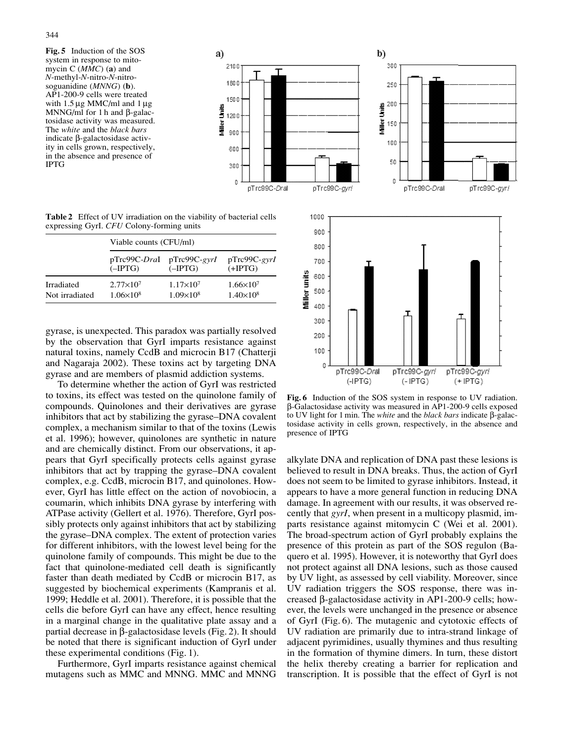**Fig. 5** Induction of the SOS system in response to mitomycin C (*MMC*) (**a**) and *N*-methyl-*N*-nitro-*N*-nitrosoguanidine (*MNNG*) (**b**). AP1-200-9 cells were treated with 1.5 μg MMC/ml and 1 μg MNNG/ml for 1 h and β-galactosidase activity was measured. The *white* and the *black bars* indicate β-galactosidase activity in cells grown, respectively, in the absence and presence of IPTG

**Table 2** Effect of UV irradiation on the viability of bacterial cells expressing GyrI. *CFU* Colony-forming units

| | Viable counts (CFU/ml) | | |
|---|---|---|---|
| | pTrc99C-*Dra*I (–IPTG) | pTrc99C-*gyrI* (–IPTG) | pTrc99C-*gyrI* (+IPTG) |
| Irradiated | $2.77{\times}10^7$ | $1.17{\times}10^7$ | $1.66{\times}10^7$ |
| Not irradiated | $1.06{\times}10^8$ | $1.09{\times}10^8$ | $1.40{\times}10^8$ |

gyrase, is unexpected. This paradox was partially resolved by the observation that GyrI imparts resistance against natural toxins, namely CcdB and microcin B17 (Chatterji and Nagaraja 2002). These toxins act by targeting DNA gyrase and are members of plasmid addiction systems.

To determine whether the action of GyrI was restricted to toxins, its effect was tested on the quinolone family of compounds. Quinolones and their derivatives are gyrase inhibitors that act by stabilizing the gyrase–DNA covalent complex, a mechanism similar to that of the toxins (Lewis et al. 1996); however, quinolones are synthetic in nature and are chemically distinct. From our observations, it appears that GyrI specifically protects cells against gyrase inhibitors that act by trapping the gyrase–DNA covalent complex, e.g. CcdB, microcin B17, and quinolones. However, GyrI has little effect on the action of novobiocin, a coumarin, which inhibits DNA gyrase by interfering with ATPase activity (Gellert et al. 1976). Therefore, GyrI possibly protects only against inhibitors that act by stabilizing the gyrase–DNA complex. The extent of protection varies for different inhibitors, with the lowest level being for the quinolone family of compounds. This might be due to the fact that quinolone-mediated cell death is significantly faster than death mediated by CcdB or microcin B17, as suggested by biochemical experiments (Kampranis et al. 1999; Heddle et al. 2001). Therefore, it is possible that the cells die before GyrI can have any effect, hence resulting in a marginal change in the qualitative plate assay and a partial decrease in β-galactosidase levels (Fig. 2). It should be noted that there is significant induction of GyrI under these experimental conditions (Fig. 1).

Furthermore, GyrI imparts resistance against chemical mutagens such as MMC and MNNG. MMC and MNNG alkylate DNA and replication of DNA past these lesions is believed to result in DNA breaks. Thus, the action of GyrI does not seem to be limited to gyrase inhibitors. Instead, it appears to have a more general function in reducing DNA damage. In agreement with our results, it was observed recently that *gyrI*, when present in a multicopy plasmid, imparts resistance against mitomycin C (Wei et al. 2001). The broad-spectrum action of GyrI probably explains the presence of this protein as part of the SOS regulon (Baquero et al. 1995). However, it is noteworthy that GyrI does not protect against all DNA lesions, such as those caused by UV light, as assessed by cell viability. Moreover, since UV radiation triggers the SOS response, there was increased β-galactosidase activity in AP1-200-9 cells; however, the levels were unchanged in the presence or absence of GyrI (Fig. 6). The mutagenic and cytotoxic effects of UV radiation are primarily due to intra-strand linkage of adjacent pyrimidines, usually thymines and thus resulting in the formation of thymine dimers. In turn, these distort the helix thereby creating a barrier for replication and transcription. It is possible that the effect of GyrI is not

**Fig. 6** Induction of the SOS system in response to UV radiation. β-Galactosidase activity was measured in AP1-200-9 cells exposed to UV light for 1 min. The *white* and the *black bars* indicate β-galactosidase activity in cells grown, respectively, in the absence and presence of IPTG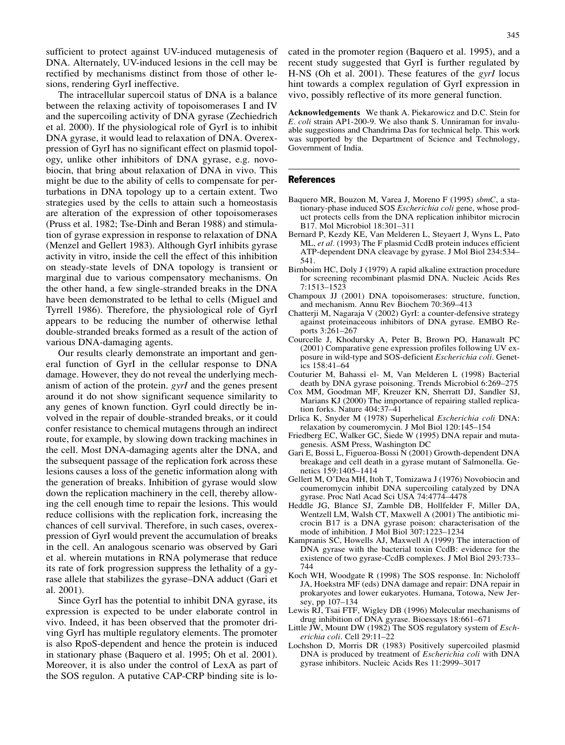sufficient to protect against UV-induced mutagenesis of DNA. Alternately, UV-induced lesions in the cell may be rectified by mechanisms distinct from those of other lesions, rendering GyrI ineffective.

The intracellular supercoil status of DNA is a balance between the relaxing activity of topoisomerases I and IV and the supercoiling activity of DNA gyrase (Zechiedrich et al. 2000). If the physiological role of GyrI is to inhibit DNA gyrase, it would lead to relaxation of DNA. Overexpression of GyrI has no significant effect on plasmid topology, unlike other inhibitors of DNA gyrase, e.g. novobiocin, that bring about relaxation of DNA in vivo. This might be due to the ability of cells to compensate for perturbations in DNA topology up to a certain extent. Two strategies used by the cells to attain such a homeostasis are alteration of the expression of other topoisomerases (Pruss et al. 1982; Tse-Dinh and Beran 1988) and stimulation of gyrase expression in response to relaxation of DNA (Menzel and Gellert 1983). Although GyrI inhibits gyrase activity in vitro, inside the cell the effect of this inhibition on steady-state levels of DNA topology is transient or marginal due to various compensatory mechanisms. On the other hand, a few single-stranded breaks in the DNA have been demonstrated to be lethal to cells (Miguel and Tyrrell 1986). Therefore, the physiological role of GyrI appears to be reducing the number of otherwise lethal double-stranded breaks formed as a result of the action of various DNA-damaging agents.

Our results clearly demonstrate an important and general function of GyrI in the cellular response to DNA damage. However, they do not reveal the underlying mechanism of action of the protein. *gyrI* and the genes present around it do not show significant sequence similarity to any genes of known function. GyrI could directly be involved in the repair of double-stranded breaks, or it could confer resistance to chemical mutagens through an indirect route, for example, by slowing down tracking machines in the cell. Most DNA-damaging agents alter the DNA, and the subsequent passage of the replication fork across these lesions causes a loss of the genetic information along with the generation of breaks. Inhibition of gyrase would slow down the replication machinery in the cell, thereby allowing the cell enough time to repair the lesions. This would reduce collisions with the replication fork, increasing the chances of cell survival. Therefore, in such cases, overexpression of GyrI would prevent the accumulation of breaks in the cell. An analogous scenario was observed by Gari et al. wherein mutations in RNA polymerase that reduce its rate of fork progression suppress the lethality of a gyrase allele that stabilizes the gyrase–DNA adduct (Gari et al. 2001).

Since GyrI has the potential to inhibit DNA gyrase, its expression is expected to be under elaborate control in vivo. Indeed, it has been observed that the promoter driving GyrI has multiple regulatory elements. The promoter is also RpoS-dependent and hence the protein is induced in stationary phase (Baquero et al. 1995; Oh et al. 2001). Moreover, it is also under the control of LexA as part of the SOS regulon. A putative CAP-CRP binding site is located in the promoter region (Baquero et al. 1995), and a recent study suggested that GyrI is further regulated by H-NS (Oh et al. 2001). These features of the *gyrI* locus hint towards a complex regulation of GyrI expression in vivo, possibly reflective of its more general function.

**Acknowledgements** We thank A. Piekarowicz and D.C. Stein for *E. coli* strain AP1-200-9. We also thank S. Unniraman for invaluable suggestions and Chandrima Das for technical help. This work was supported by the Department of Science and Technology, Government of India.

## References

Baquero MR, Bouzon M, Varea J, Moreno F (1995) *sbmC*, a stationary-phase induced SOS *Escherichia coli* gene, whose product protects cells from the DNA replication inhibitor microcin B17. Mol Microbiol 18:301–311

Bernard P, Kezdy KE, Van Melderen L, Steyaert J, Wyns L, Pato ML, *et al.* (1993) The F plasmid CcdB protein induces efficient ATP-dependent DNA cleavage by gyrase. J Mol Biol 234:534–541.

Birnboim HC, Doly J (1979) A rapid alkaline extraction procedure for screening recombinant plasmid DNA. Nucleic Acids Res 7:1513–1523

Champoux JJ (2001) DNA topoisomerases: structure, function, and mechanism. Annu Rev Biochem 70:369–413

Chatterji M, Nagaraja V (2002) GyrI: a counter-defensive strategy against proteinaceous inhibitors of DNA gyrase. EMBO Reports 3:261–267

Courcelle J, Khodursky A, Peter B, Brown PO, Hanawalt PC (2001) Comparative gene expression profiles following UV exposure in wild-type and SOS-deficient *Escherichia coli*. Genetics 158:41–64

Couturier M, Bahassi el- M, Van Melderen L (1998) Bacterial death by DNA gyrase poisoning. Trends Microbiol 6:269–275

Cox MM, Goodman MF, Kreuzer KN, Sherratt DJ, Sandler SJ, Marians KJ (2000) The importance of repairing stalled replication forks. Nature 404:37–41

Drlica K, Snyder M (1978) Superhelical *Escherichia coli* DNA: relaxation by coumeromycin. J Mol Biol 120:145–154

Friedberg EC, Walker GC, Siede W (1995) DNA repair and mutagenesis. ASM Press, Washington DC

Gari E, Bossi L, Figueroa-Bossi N (2001) Growth-dependent DNA breakage and cell death in a gyrase mutant of Salmonella. Genetics 159:1405–1414

Gellert M, O'Dea MH, Itoh T, Tomizawa J (1976) Novobiocin and coumeromycin inhibit DNA supercoiling catalyzed by DNA gyrase. Proc Natl Acad Sci USA 74:4774–4478

Heddle JG, Blance SJ, Zamble DB, Hollfelder F, Miller DA, Wentzell LM, Walsh CT, Maxwell A (2001) The antibiotic microcin B17 is a DNA gyrase poison: characterisation of the mode of inhibition. J Mol Biol 307:1223–1234

Kampranis SC, Howells AJ, Maxwell A (1999) The interaction of DNA gyrase with the bacterial toxin CcdB: evidence for the existence of two gyrase-CcdB complexes. J Mol Biol 293:733–744

Koch WH, Woodgate R (1998) The SOS response. In: Nicholoff JA, Hoekstra MF (eds) DNA damage and repair: DNA repair in prokaryotes and lower eukaryotes. Humana, Totowa, New Jersey, pp 107–134

Lewis RJ, Tsai FTF, Wigley DB (1996) Molecular mechanisms of drug inhibition of DNA gyrase. Bioessays 18:661–671

Little JW, Mount DW (1982) The SOS regulatory system of *Escherichia coli*. Cell 29:11–22

Lochshon D, Morris DR (1983) Positively supercoiled plasmid DNA is produced by treatment of *Escherichia coli* with DNA gyrase inhibitors. Nucleic Acids Res 11:2999–3017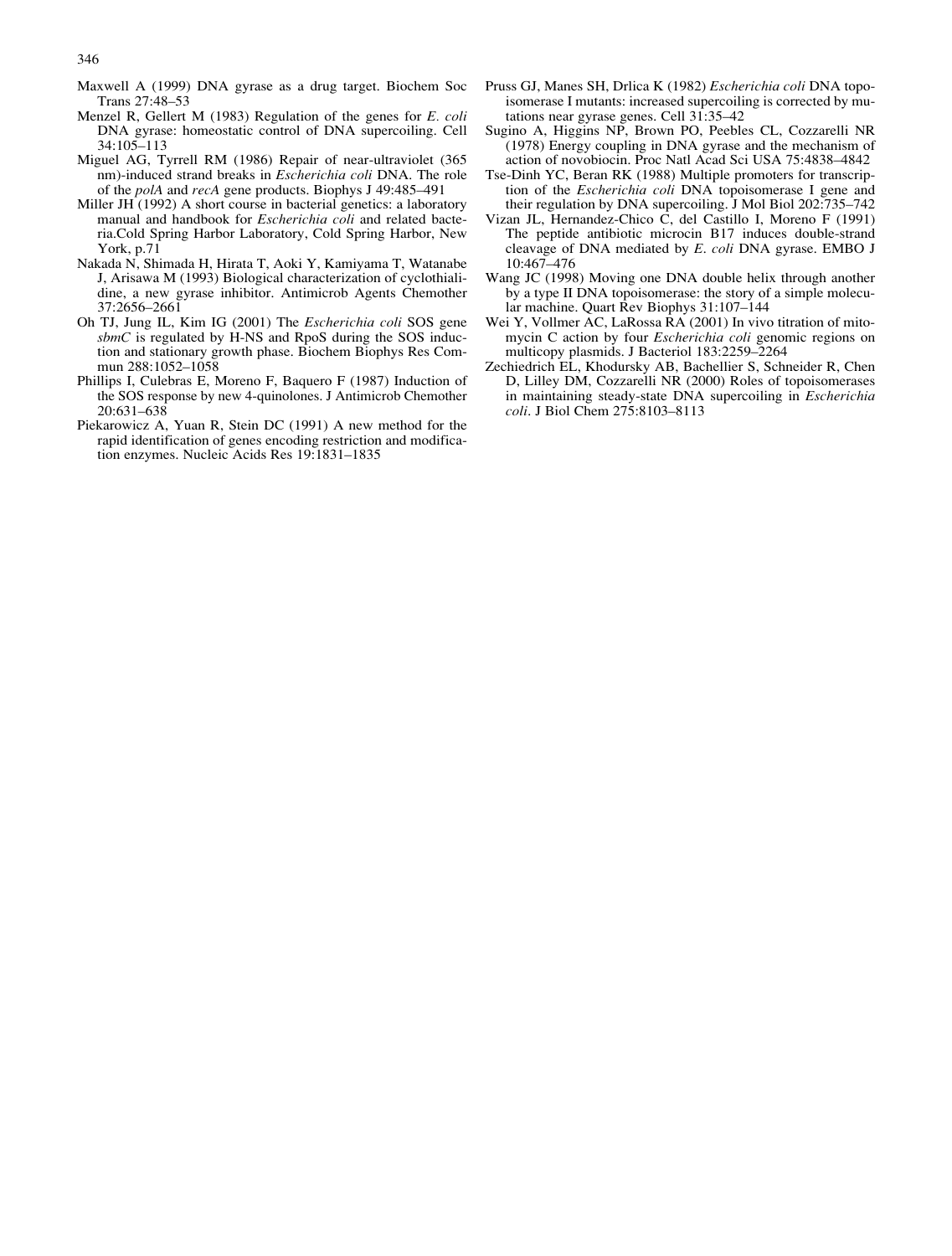Maxwell A (1999) DNA gyrase as a drug target. Biochem Soc Trans 27:48–53

Menzel R, Gellert M (1983) Regulation of the genes for *E. coli* DNA gyrase: homeostatic control of DNA supercoiling. Cell 34:105–113

Miguel AG, Tyrrell RM (1986) Repair of near-ultraviolet (365 nm)-induced strand breaks in *Escherichia coli* DNA. The role of the *polA* and *recA* gene products. Biophys J 49:485–491

Miller JH (1992) A short course in bacterial genetics: a laboratory manual and handbook for *Escherichia coli* and related bacteria.Cold Spring Harbor Laboratory, Cold Spring Harbor, New York, p.71

Nakada N, Shimada H, Hirata T, Aoki Y, Kamiyama T, Watanabe J, Arisawa M (1993) Biological characterization of cyclothialidine, a new gyrase inhibitor. Antimicrob Agents Chemother 37:2656–2661

Oh TJ, Jung IL, Kim IG (2001) The *Escherichia coli* SOS gene *sbmC* is regulated by H-NS and RpoS during the SOS induction and stationary growth phase. Biochem Biophys Res Commun 288:1052–1058

Phillips I, Culebras E, Moreno F, Baquero F (1987) Induction of the SOS response by new 4-quinolones. J Antimicrob Chemother 20:631–638

Piekarowicz A, Yuan R, Stein DC (1991) A new method for the rapid identification of genes encoding restriction and modification enzymes. Nucleic Acids Res 19:1831–1835

Pruss GJ, Manes SH, Drlica K (1982) *Escherichia coli* DNA topoisomerase I mutants: increased supercoiling is corrected by mutations near gyrase genes. Cell 31:35–42

Sugino A, Higgins NP, Brown PO, Peebles CL, Cozzarelli NR (1978) Energy coupling in DNA gyrase and the mechanism of action of novobiocin. Proc Natl Acad Sci USA 75:4838–4842

Tse-Dinh YC, Beran RK (1988) Multiple promoters for transcription of the *Escherichia coli* DNA topoisomerase I gene and their regulation by DNA supercoiling. J Mol Biol 202:735–742

Vizan JL, Hernandez-Chico C, del Castillo I, Moreno F (1991) The peptide antibiotic microcin B17 induces double-strand cleavage of DNA mediated by *E. coli* DNA gyrase. EMBO J 10:467–476

Wang JC (1998) Moving one DNA double helix through another by a type II DNA topoisomerase: the story of a simple molecular machine. Quart Rev Biophys 31:107–144

Wei Y, Vollmer AC, LaRossa RA (2001) In vivo titration of mitomycin C action by four *Escherichia coli* genomic regions on multicopy plasmids. J Bacteriol 183:2259–2264

Zechiedrich EL, Khodursky AB, Bachellier S, Schneider R, Chen D, Lilley DM, Cozzarelli NR (2000) Roles of topoisomerases in maintaining steady-state DNA supercoiling in *Escherichia coli*. J Biol Chem 275:8103–8113